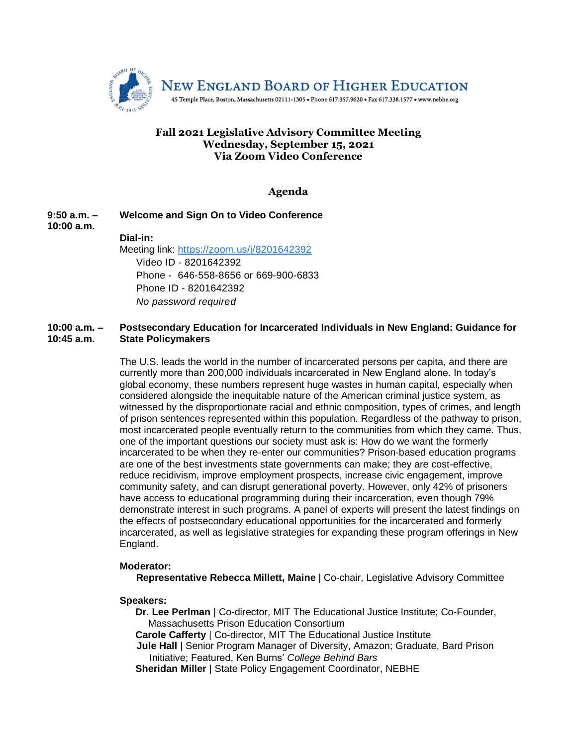# New England Board of Higher Education

45 Temple Place, Boston, Massachusetts 02111-1305 • Phone 617.357.9620 • Fax 617.338.1577 • www.nebhe.org

## Fall 2021 Legislative Advisory Committee Meeting
## Wednesday, September 15, 2021
## Via Zoom Video Conference

### Agenda

**9:50 a.m. – 10:00 a.m.** **Welcome and Sign On to Video Conference**

**Dial-in:**
Meeting link: https://zoom.us/j/8201642392
Video ID - 8201642392
Phone - 646-558-8656 or 669-900-6833
Phone ID - 8201642392
*No password required*

**10:00 a.m. – 10:45 a.m.** **Postsecondary Education for Incarcerated Individuals in New England: Guidance for State Policymakers**

The U.S. leads the world in the number of incarcerated persons per capita, and there are currently more than 200,000 individuals incarcerated in New England alone. In today's global economy, these numbers represent huge wastes in human capital, especially when considered alongside the inequitable nature of the American criminal justice system, as witnessed by the disproportionate racial and ethnic composition, types of crimes, and length of prison sentences represented within this population. Regardless of the pathway to prison, most incarcerated people eventually return to the communities from which they came. Thus, one of the important questions our society must ask is: How do we want the formerly incarcerated to be when they re-enter our communities? Prison-based education programs are one of the best investments state governments can make; they are cost-effective, reduce recidivism, improve employment prospects, increase civic engagement, improve community safety, and can disrupt generational poverty. However, only 42% of prisoners have access to educational programming during their incarceration, even though 79% demonstrate interest in such programs. A panel of experts will present the latest findings on the effects of postsecondary educational opportunities for the incarcerated and formerly incarcerated, as well as legislative strategies for expanding these program offerings in New England.

**Moderator:**
**Representative Rebecca Millett, Maine** | Co-chair, Legislative Advisory Committee

**Speakers:**
**Dr. Lee Perlman** | Co-director, MIT The Educational Justice Institute; Co-Founder, Massachusetts Prison Education Consortium
**Carole Cafferty** | Co-director, MIT The Educational Justice Institute
**Jule Hall** | Senior Program Manager of Diversity, Amazon; Graduate, Bard Prison Initiative; Featured, Ken Burns' *College Behind Bars*
**Sheridan Miller** | State Policy Engagement Coordinator, NEBHE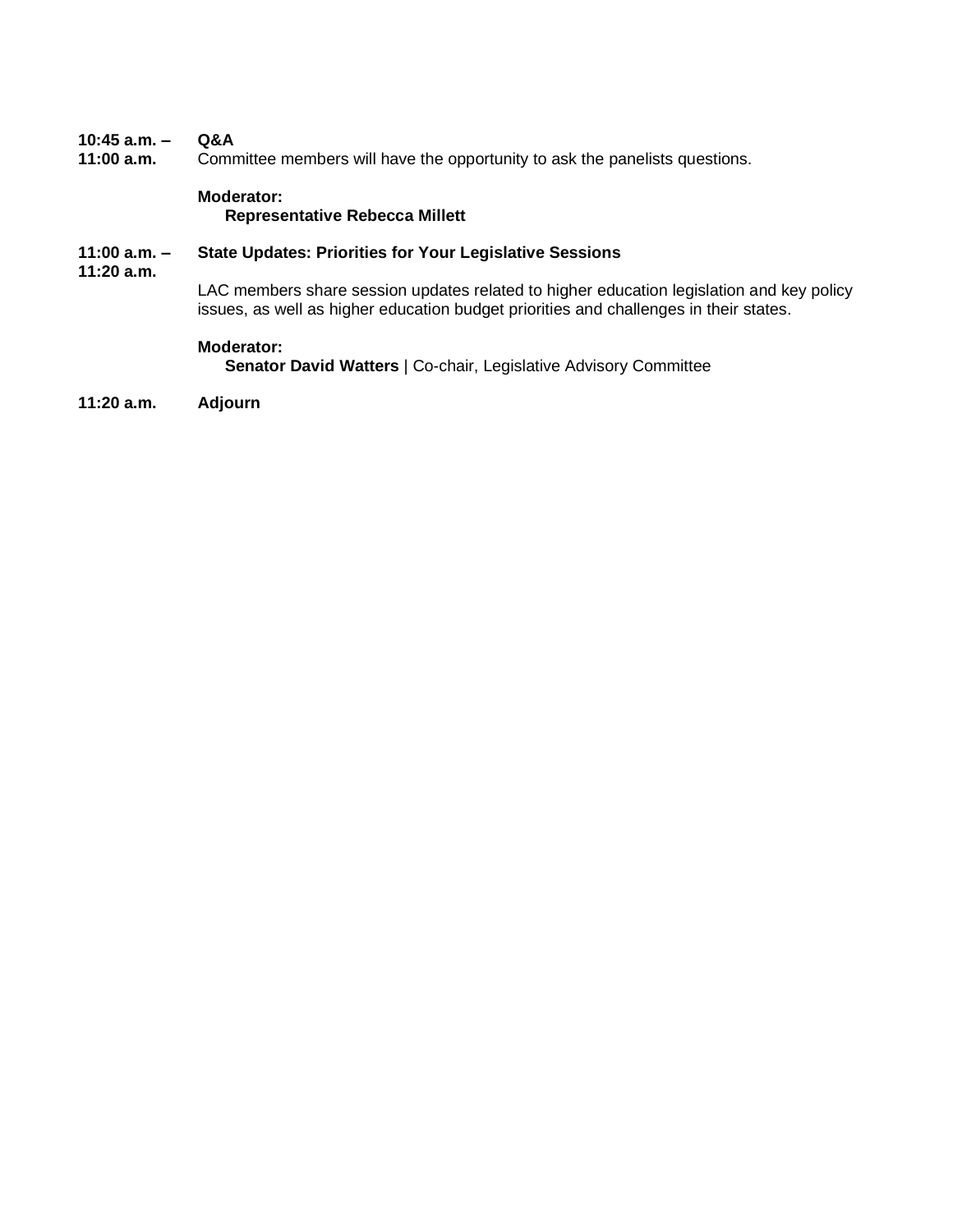**10:45 a.m. – 11:00 a.m.** **Q&A**

Committee members will have the opportunity to ask the panelists questions.

**Moderator:**
**Representative Rebecca Millett**

**11:00 a.m. – 11:20 a.m.** **State Updates: Priorities for Your Legislative Sessions**

LAC members share session updates related to higher education legislation and key policy issues, as well as higher education budget priorities and challenges in their states.

**Moderator:**
**Senator David Watters** | Co-chair, Legislative Advisory Committee

**11:20 a.m.** **Adjourn**